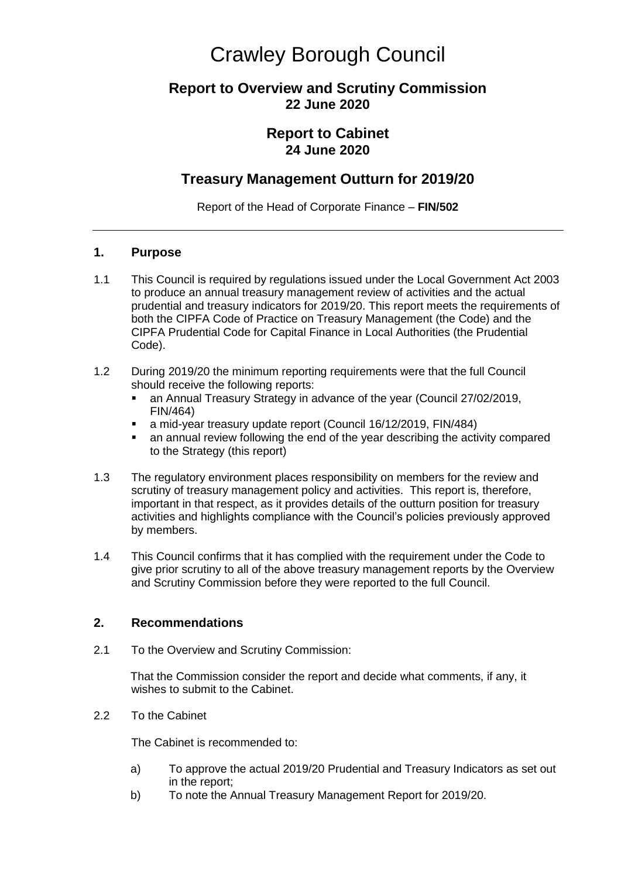# Crawley Borough Council

## Report to Overview and Scrutiny Commission
## 22 June 2020

## Report to Cabinet
## 24 June 2020

## Treasury Management Outturn for 2019/20

Report of the Head of Corporate Finance – **FIN/502**

---

### 1. Purpose

1.1 This Council is required by regulations issued under the Local Government Act 2003 to produce an annual treasury management review of activities and the actual prudential and treasury indicators for 2019/20. This report meets the requirements of both the CIPFA Code of Practice on Treasury Management (the Code) and the CIPFA Prudential Code for Capital Finance in Local Authorities (the Prudential Code).

1.2 During 2019/20 the minimum reporting requirements were that the full Council should receive the following reports:

- an Annual Treasury Strategy in advance of the year (Council 27/02/2019, FIN/464)
- a mid-year treasury update report (Council 16/12/2019, FIN/484)
- an annual review following the end of the year describing the activity compared to the Strategy (this report)

1.3 The regulatory environment places responsibility on members for the review and scrutiny of treasury management policy and activities. This report is, therefore, important in that respect, as it provides details of the outturn position for treasury activities and highlights compliance with the Council's policies previously approved by members.

1.4 This Council confirms that it has complied with the requirement under the Code to give prior scrutiny to all of the above treasury management reports by the Overview and Scrutiny Commission before they were reported to the full Council.

### 2. Recommendations

2.1 To the Overview and Scrutiny Commission:

That the Commission consider the report and decide what comments, if any, it wishes to submit to the Cabinet.

2.2 To the Cabinet

The Cabinet is recommended to:

a) To approve the actual 2019/20 Prudential and Treasury Indicators as set out in the report;

b) To note the Annual Treasury Management Report for 2019/20.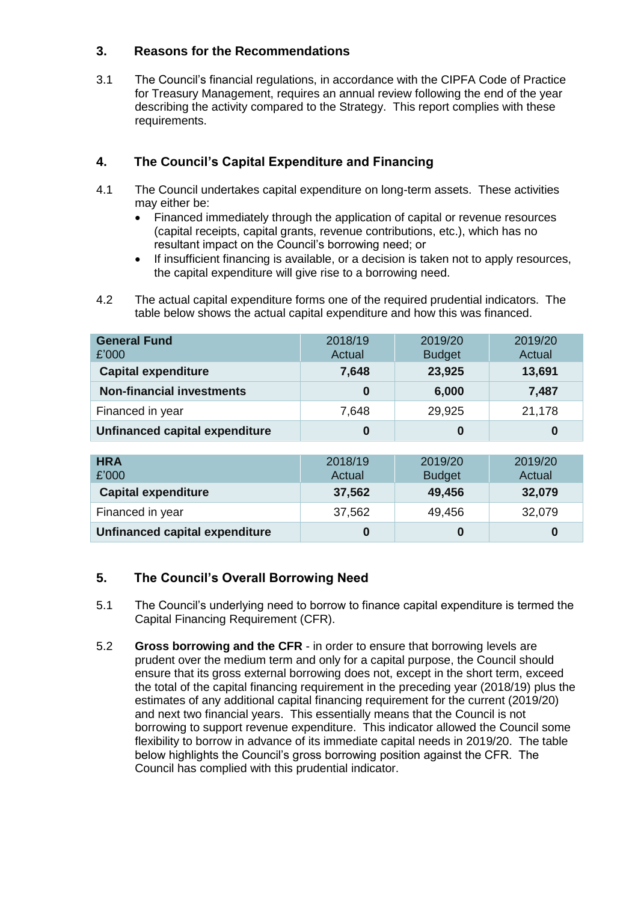## 3. Reasons for the Recommendations

3.1 The Council's financial regulations, in accordance with the CIPFA Code of Practice for Treasury Management, requires an annual review following the end of the year describing the activity compared to the Strategy. This report complies with these requirements.

## 4. The Council's Capital Expenditure and Financing

4.1 The Council undertakes capital expenditure on long-term assets. These activities may either be:

- Financed immediately through the application of capital or revenue resources (capital receipts, capital grants, revenue contributions, etc.), which has no resultant impact on the Council's borrowing need; or
- If insufficient financing is available, or a decision is taken not to apply resources, the capital expenditure will give rise to a borrowing need.

4.2 The actual capital expenditure forms one of the required prudential indicators. The table below shows the actual capital expenditure and how this was financed.

| **General Fund** £'000 | 2018/19 Actual | 2019/20 Budget | 2019/20 Actual |
|---|---|---|---|
| **Capital expenditure** | **7,648** | **23,925** | **13,691** |
| **Non-financial investments** | **0** | **6,000** | **7,487** |
| Financed in year | 7,648 | 29,925 | 21,178 |
| **Unfinanced capital expenditure** | **0** | **0** | **0** |

| **HRA** £'000 | 2018/19 Actual | 2019/20 Budget | 2019/20 Actual |
|---|---|---|---|
| **Capital expenditure** | **37,562** | **49,456** | **32,079** |
| Financed in year | 37,562 | 49,456 | 32,079 |
| **Unfinanced capital expenditure** | **0** | **0** | **0** |

## 5. The Council's Overall Borrowing Need

5.1 The Council's underlying need to borrow to finance capital expenditure is termed the Capital Financing Requirement (CFR).

5.2 **Gross borrowing and the CFR** - in order to ensure that borrowing levels are prudent over the medium term and only for a capital purpose, the Council should ensure that its gross external borrowing does not, except in the short term, exceed the total of the capital financing requirement in the preceding year (2018/19) plus the estimates of any additional capital financing requirement for the current (2019/20) and next two financial years. This essentially means that the Council is not borrowing to support revenue expenditure. This indicator allowed the Council some flexibility to borrow in advance of its immediate capital needs in 2019/20. The table below highlights the Council's gross borrowing position against the CFR. The Council has complied with this prudential indicator.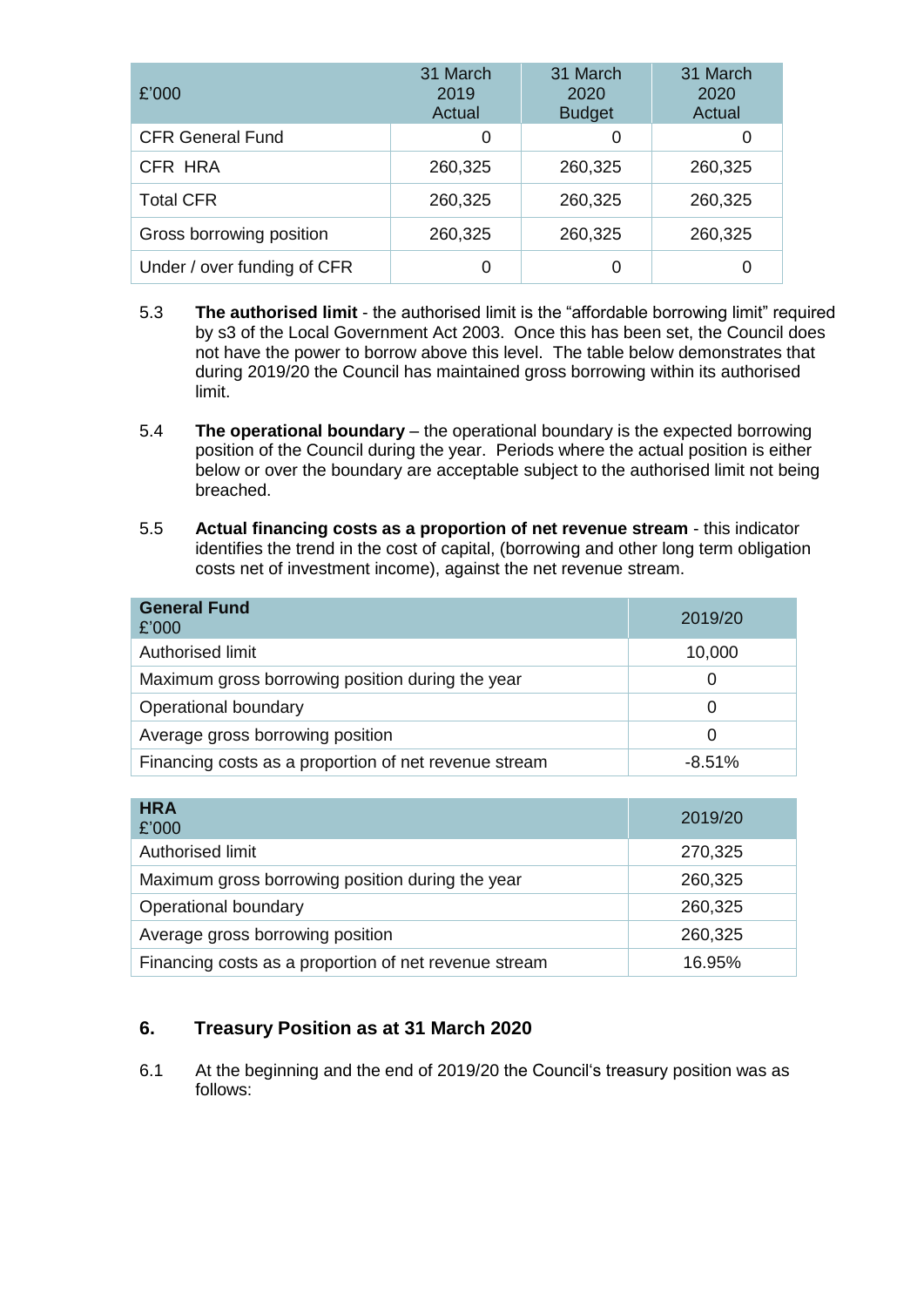| £'000 | 31 March 2019 Actual | 31 March 2020 Budget | 31 March 2020 Actual |
|---|---|---|---|
| CFR General Fund | 0 | 0 | 0 |
| CFR HRA | 260,325 | 260,325 | 260,325 |
| Total CFR | 260,325 | 260,325 | 260,325 |
| Gross borrowing position | 260,325 | 260,325 | 260,325 |
| Under / over funding of CFR | 0 | 0 | 0 |

5.3 **The authorised limit** - the authorised limit is the “affordable borrowing limit” required by s3 of the Local Government Act 2003. Once this has been set, the Council does not have the power to borrow above this level. The table below demonstrates that during 2019/20 the Council has maintained gross borrowing within its authorised limit.

5.4 **The operational boundary** – the operational boundary is the expected borrowing position of the Council during the year. Periods where the actual position is either below or over the boundary are acceptable subject to the authorised limit not being breached.

5.5 **Actual financing costs as a proportion of net revenue stream** - this indicator identifies the trend in the cost of capital, (borrowing and other long term obligation costs net of investment income), against the net revenue stream.

| **General Fund** £'000 | 2019/20 |
|---|---|
| Authorised limit | 10,000 |
| Maximum gross borrowing position during the year | 0 |
| Operational boundary | 0 |
| Average gross borrowing position | 0 |
| Financing costs as a proportion of net revenue stream | -8.51% |

| **HRA** £'000 | 2019/20 |
|---|---|
| Authorised limit | 270,325 |
| Maximum gross borrowing position during the year | 260,325 |
| Operational boundary | 260,325 |
| Average gross borrowing position | 260,325 |
| Financing costs as a proportion of net revenue stream | 16.95% |

## 6. Treasury Position as at 31 March 2020

6.1 At the beginning and the end of 2019/20 the Council's treasury position was as follows: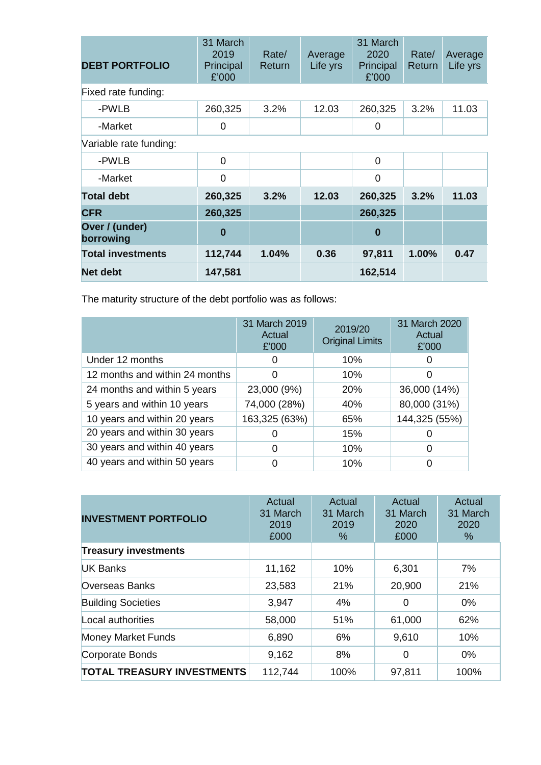| DEBT PORTFOLIO | 31 March 2019 Principal £'000 | Rate/ Return | Average Life yrs | 31 March 2020 Principal £'000 | Rate/ Return | Average Life yrs |
|---|---|---|---|---|---|---|
| Fixed rate funding: | | | | | | |
| -PWLB | 260,325 | 3.2% | 12.03 | 260,325 | 3.2% | 11.03 |
| -Market | 0 | | | 0 | | |
| Variable rate funding: | | | | | | |
| -PWLB | 0 | | | 0 | | |
| -Market | 0 | | | 0 | | |
| **Total debt** | **260,325** | **3.2%** | **12.03** | **260,325** | **3.2%** | **11.03** |
| **CFR** | **260,325** | | | **260,325** | | |
| **Over / (under) borrowing** | **0** | | | **0** | | |
| **Total investments** | **112,744** | **1.04%** | **0.36** | **97,811** | **1.00%** | **0.47** |
| **Net debt** | **147,581** | | | **162,514** | | |

The maturity structure of the debt portfolio was as follows:

| | 31 March 2019 Actual £'000 | 2019/20 Original Limits | 31 March 2020 Actual £'000 |
|---|---|---|---|
| Under 12 months | 0 | 10% | 0 |
| 12 months and within 24 months | 0 | 10% | 0 |
| 24 months and within 5 years | 23,000 (9%) | 20% | 36,000 (14%) |
| 5 years and within 10 years | 74,000 (28%) | 40% | 80,000 (31%) |
| 10 years and within 20 years | 163,325 (63%) | 65% | 144,325 (55%) |
| 20 years and within 30 years | 0 | 15% | 0 |
| 30 years and within 40 years | 0 | 10% | 0 |
| 40 years and within 50 years | 0 | 10% | 0 |

| INVESTMENT PORTFOLIO | Actual 31 March 2019 £000 | Actual 31 March 2019 % | Actual 31 March 2020 £000 | Actual 31 March 2020 % |
|---|---|---|---|---|
| **Treasury investments** | | | | |
| UK Banks | 11,162 | 10% | 6,301 | 7% |
| Overseas Banks | 23,583 | 21% | 20,900 | 21% |
| Building Societies | 3,947 | 4% | 0 | 0% |
| Local authorities | 58,000 | 51% | 61,000 | 62% |
| Money Market Funds | 6,890 | 6% | 9,610 | 10% |
| Corporate Bonds | 9,162 | 8% | 0 | 0% |
| **TOTAL TREASURY INVESTMENTS** | 112,744 | 100% | 97,811 | 100% |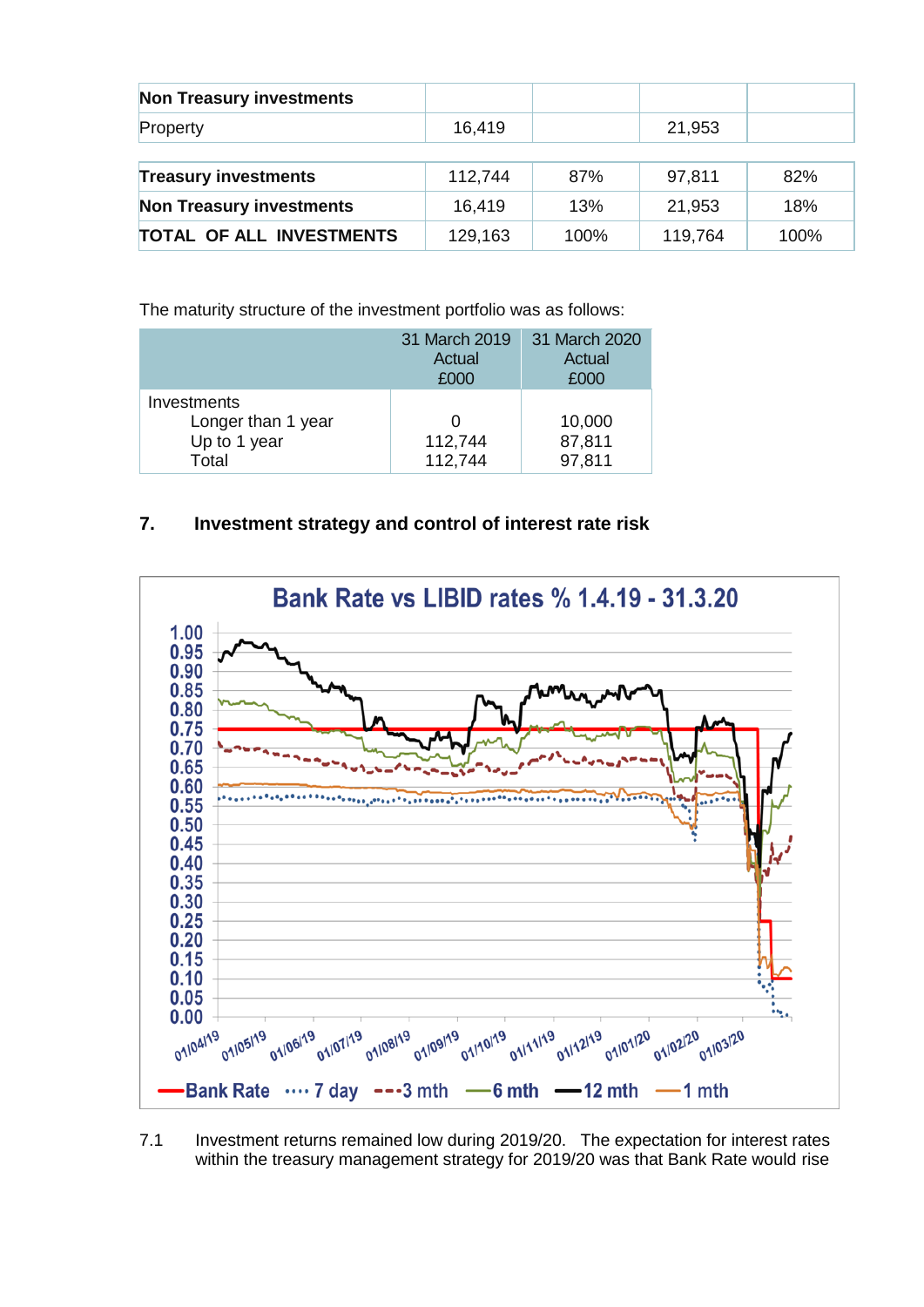| Non Treasury investments | | | | |
|---|---|---|---|---|
| Property | 16,419 | | 21,953 | |

| | | | | |
|---|---|---|---|---|
| **Treasury investments** | 112,744 | 87% | 97,811 | 82% |
| **Non Treasury investments** | 16,419 | 13% | 21,953 | 18% |
| **TOTAL OF ALL INVESTMENTS** | 129,163 | 100% | 119,764 | 100% |

The maturity structure of the investment portfolio was as follows:

| | 31 March 2019 Actual £000 | 31 March 2020 Actual £000 |
|---|---|---|
| Investments | | |
| Longer than 1 year | 0 | 10,000 |
| Up to 1 year | 112,744 | 87,811 |
| Total | 112,744 | 97,811 |

## 7. Investment strategy and control of interest rate risk

7.1 Investment returns remained low during 2019/20. The expectation for interest rates within the treasury management strategy for 2019/20 was that Bank Rate would rise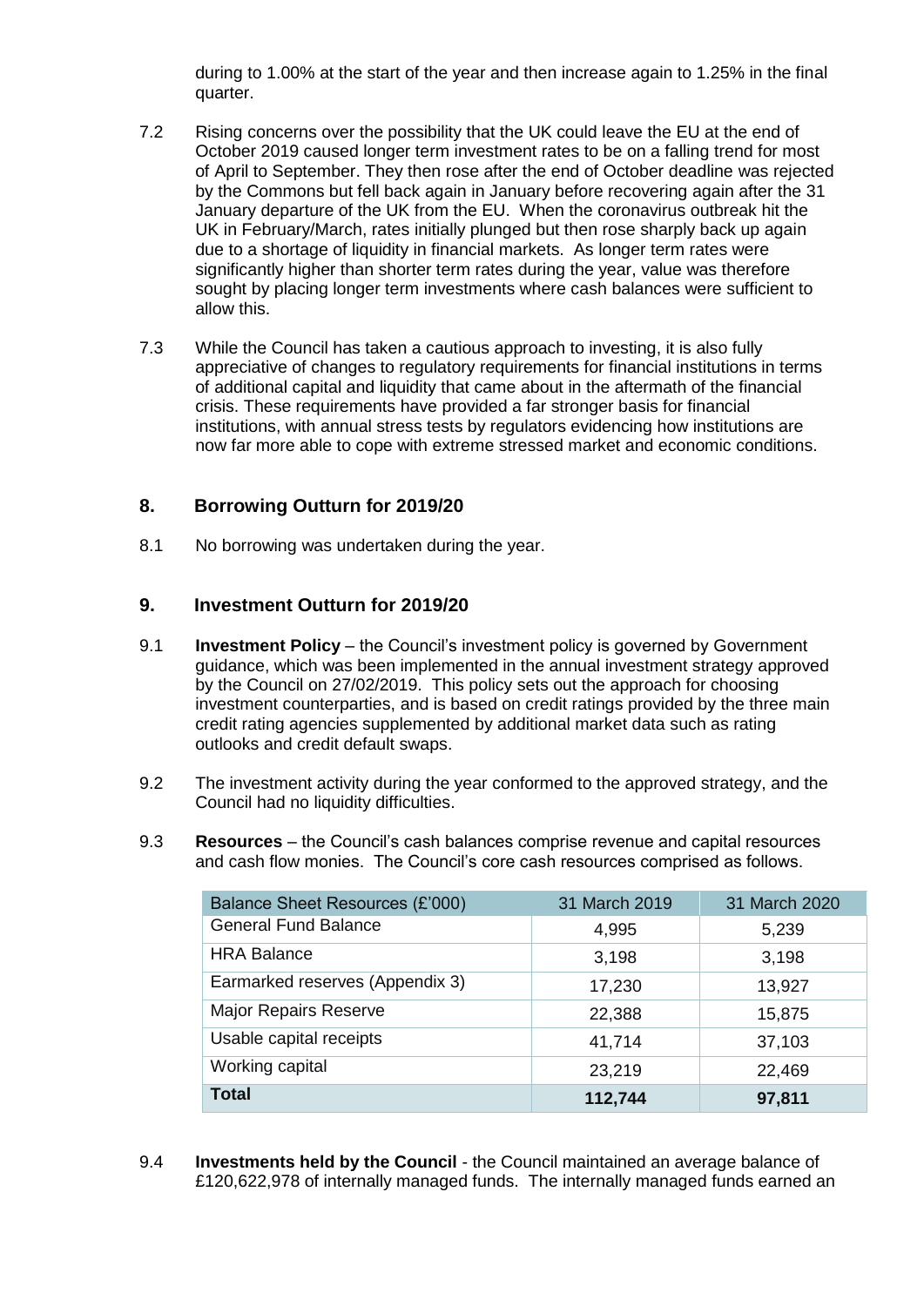during to 1.00% at the start of the year and then increase again to 1.25% in the final quarter.

7.2 Rising concerns over the possibility that the UK could leave the EU at the end of October 2019 caused longer term investment rates to be on a falling trend for most of April to September. They then rose after the end of October deadline was rejected by the Commons but fell back again in January before recovering again after the 31 January departure of the UK from the EU. When the coronavirus outbreak hit the UK in February/March, rates initially plunged but then rose sharply back up again due to a shortage of liquidity in financial markets. As longer term rates were significantly higher than shorter term rates during the year, value was therefore sought by placing longer term investments where cash balances were sufficient to allow this.

7.3 While the Council has taken a cautious approach to investing, it is also fully appreciative of changes to regulatory requirements for financial institutions in terms of additional capital and liquidity that came about in the aftermath of the financial crisis. These requirements have provided a far stronger basis for financial institutions, with annual stress tests by regulators evidencing how institutions are now far more able to cope with extreme stressed market and economic conditions.

## 8. Borrowing Outturn for 2019/20

8.1 No borrowing was undertaken during the year.

## 9. Investment Outturn for 2019/20

9.1 **Investment Policy** – the Council's investment policy is governed by Government guidance, which was been implemented in the annual investment strategy approved by the Council on 27/02/2019. This policy sets out the approach for choosing investment counterparties, and is based on credit ratings provided by the three main credit rating agencies supplemented by additional market data such as rating outlooks and credit default swaps.

9.2 The investment activity during the year conformed to the approved strategy, and the Council had no liquidity difficulties.

9.3 **Resources** – the Council's cash balances comprise revenue and capital resources and cash flow monies. The Council's core cash resources comprised as follows.

| Balance Sheet Resources (£'000) | 31 March 2019 | 31 March 2020 |
|---|---|---|
| General Fund Balance | 4,995 | 5,239 |
| HRA Balance | 3,198 | 3,198 |
| Earmarked reserves (Appendix 3) | 17,230 | 13,927 |
| Major Repairs Reserve | 22,388 | 15,875 |
| Usable capital receipts | 41,714 | 37,103 |
| Working capital | 23,219 | 22,469 |
| **Total** | **112,744** | **97,811** |

9.4 **Investments held by the Council** - the Council maintained an average balance of £120,622,978 of internally managed funds. The internally managed funds earned an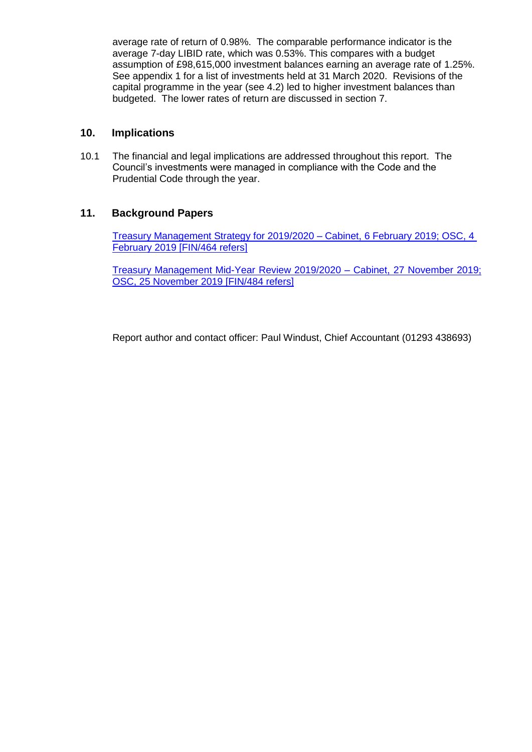average rate of return of 0.98%. The comparable performance indicator is the average 7-day LIBID rate, which was 0.53%. This compares with a budget assumption of £98,615,000 investment balances earning an average rate of 1.25%. See appendix 1 for a list of investments held at 31 March 2020. Revisions of the capital programme in the year (see 4.2) led to higher investment balances than budgeted. The lower rates of return are discussed in section 7.

## 10. Implications

10.1 The financial and legal implications are addressed throughout this report. The Council's investments were managed in compliance with the Code and the Prudential Code through the year.

## 11. Background Papers

Treasury Management Strategy for 2019/2020 – Cabinet, 6 February 2019; OSC, 4 February 2019 [FIN/464 refers]

Treasury Management Mid-Year Review 2019/2020 – Cabinet, 27 November 2019; OSC, 25 November 2019 [FIN/484 refers]

Report author and contact officer: Paul Windust, Chief Accountant (01293 438693)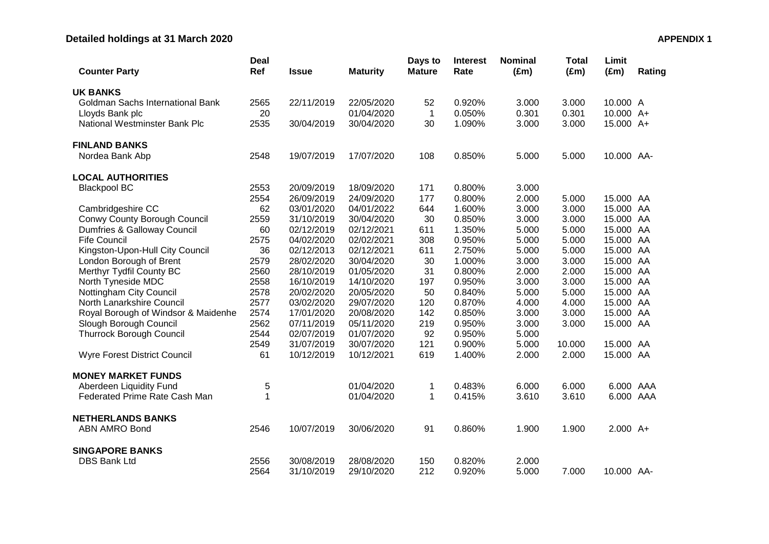## Detailed holdings at 31 March 2020

**APPENDIX 1**

| Counter Party | Deal Ref | Issue | Maturity | Days to Mature | Interest Rate | Nominal (£m) | Total (£m) | Limit (£m) | Rating |
|---|---|---|---|---|---|---|---|---|---|
| **UK BANKS** | | | | | | | | | |
| Goldman Sachs International Bank | 2565 | 22/11/2019 | 22/05/2020 | 52 | 0.920% | 3.000 | 3.000 | 10.000 | A |
| Lloyds Bank plc | 20 | | 01/04/2020 | 1 | 0.050% | 0.301 | 0.301 | 10.000 | A+ |
| National Westminster Bank Plc | 2535 | 30/04/2019 | 30/04/2020 | 30 | 1.090% | 3.000 | 3.000 | 15.000 | A+ |
| **FINLAND BANKS** | | | | | | | | | |
| Nordea Bank Abp | 2548 | 19/07/2019 | 17/07/2020 | 108 | 0.850% | 5.000 | 5.000 | 10.000 | AA- |
| **LOCAL AUTHORITIES** | | | | | | | | | |
| Blackpool BC | 2553 | 20/09/2019 | 18/09/2020 | 171 | 0.800% | 3.000 | | | |
| | 2554 | 26/09/2019 | 24/09/2020 | 177 | 0.800% | 2.000 | 5.000 | 15.000 | AA |
| Cambridgeshire CC | 62 | 03/01/2020 | 04/01/2022 | 644 | 1.600% | 3.000 | 3.000 | 15.000 | AA |
| Conwy County Borough Council | 2559 | 31/10/2019 | 30/04/2020 | 30 | 0.850% | 3.000 | 3.000 | 15.000 | AA |
| Dumfries & Galloway Council | 60 | 02/12/2019 | 02/12/2021 | 611 | 1.350% | 5.000 | 5.000 | 15.000 | AA |
| Fife Council | 2575 | 04/02/2020 | 02/02/2021 | 308 | 0.950% | 5.000 | 5.000 | 15.000 | AA |
| Kingston-Upon-Hull City Council | 36 | 02/12/2013 | 02/12/2021 | 611 | 2.750% | 5.000 | 5.000 | 15.000 | AA |
| London Borough of Brent | 2579 | 28/02/2020 | 30/04/2020 | 30 | 1.000% | 3.000 | 3.000 | 15.000 | AA |
| Merthyr Tydfil County BC | 2560 | 28/10/2019 | 01/05/2020 | 31 | 0.800% | 2.000 | 2.000 | 15.000 | AA |
| North Tyneside MDC | 2558 | 16/10/2019 | 14/10/2020 | 197 | 0.950% | 3.000 | 3.000 | 15.000 | AA |
| Nottingham City Council | 2578 | 20/02/2020 | 20/05/2020 | 50 | 0.840% | 5.000 | 5.000 | 15.000 | AA |
| North Lanarkshire Council | 2577 | 03/02/2020 | 29/07/2020 | 120 | 0.870% | 4.000 | 4.000 | 15.000 | AA |
| Royal Borough of Windsor & Maidenhe | 2574 | 17/01/2020 | 20/08/2020 | 142 | 0.850% | 3.000 | 3.000 | 15.000 | AA |
| Slough Borough Council | 2562 | 07/11/2019 | 05/11/2020 | 219 | 0.950% | 3.000 | 3.000 | 15.000 | AA |
| Thurrock Borough Council | 2544 | 02/07/2019 | 01/07/2020 | 92 | 0.950% | 5.000 | | | |
| | 2549 | 31/07/2019 | 30/07/2020 | 121 | 0.900% | 5.000 | 10.000 | 15.000 | AA |
| Wyre Forest District Council | 61 | 10/12/2019 | 10/12/2021 | 619 | 1.400% | 2.000 | 2.000 | 15.000 | AA |
| **MONEY MARKET FUNDS** | | | | | | | | | |
| Aberdeen Liquidity Fund | 5 | | 01/04/2020 | 1 | 0.483% | 6.000 | 6.000 | 6.000 | AAA |
| Federated Prime Rate Cash Man | 1 | | 01/04/2020 | 1 | 0.415% | 3.610 | 3.610 | 6.000 | AAA |
| **NETHERLANDS BANKS** | | | | | | | | | |
| ABN AMRO Bond | 2546 | 10/07/2019 | 30/06/2020 | 91 | 0.860% | 1.900 | 1.900 | 2.000 | A+ |
| **SINGAPORE BANKS** | | | | | | | | | |
| DBS Bank Ltd | 2556 | 30/08/2019 | 28/08/2020 | 150 | 0.820% | 2.000 | | | |
| | 2564 | 31/10/2019 | 29/10/2020 | 212 | 0.920% | 5.000 | 7.000 | 10.000 | AA- |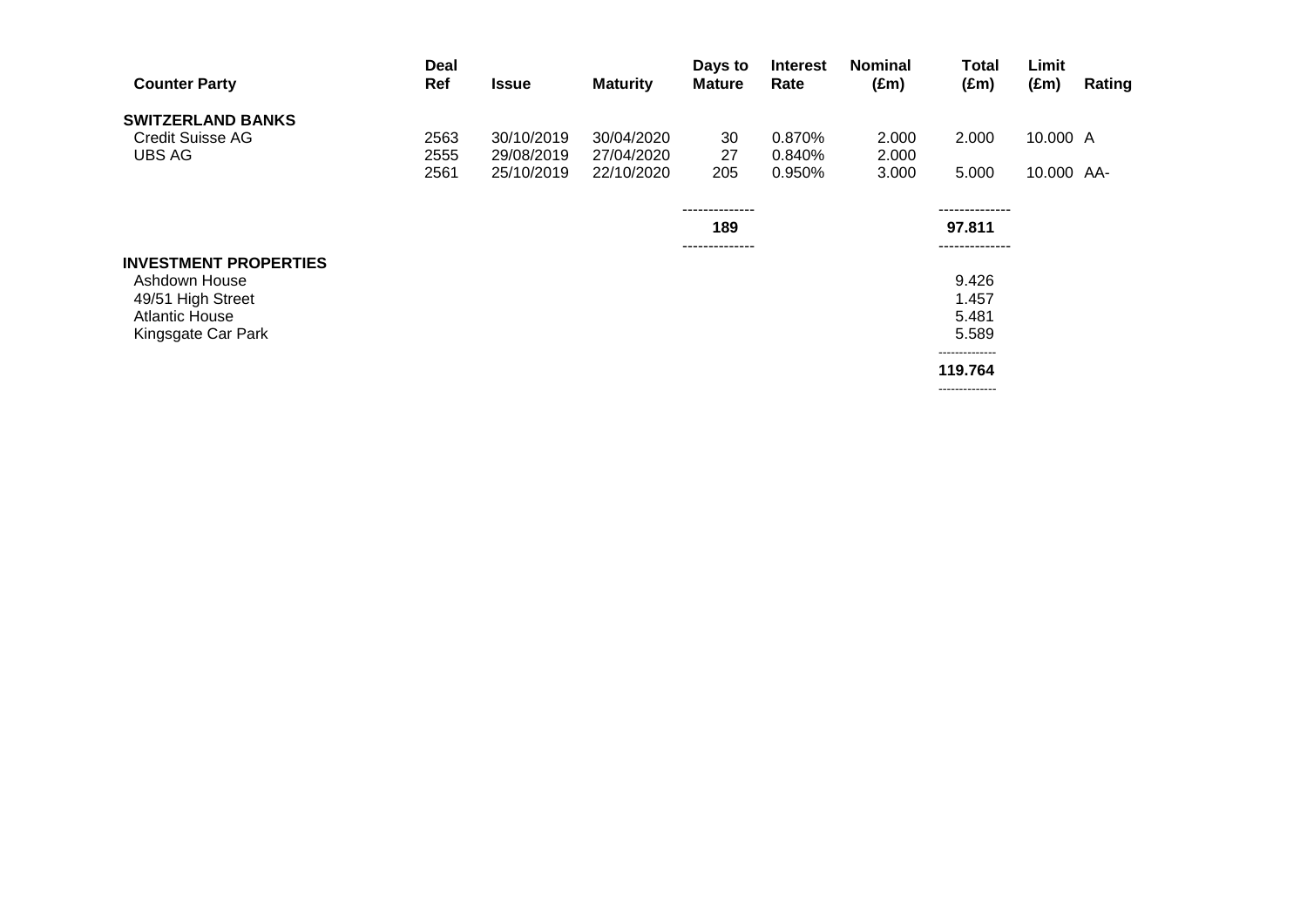| Counter Party | Deal Ref | Issue | Maturity | Days to Mature | Interest Rate | Nominal (£m) | Total (£m) | Limit (£m) | Rating |
|---|---|---|---|---|---|---|---|---|---|
| **SWITZERLAND BANKS** | | | | | | | | | |
| Credit Suisse AG | 2563 | 30/10/2019 | 30/04/2020 | 30 | 0.870% | 2.000 | 2.000 | 10.000 | A |
| UBS AG | 2555 | 29/08/2019 | 27/04/2020 | 27 | 0.840% | 2.000 | | | |
| | 2561 | 25/10/2019 | 22/10/2020 | 205 | 0.950% | 3.000 | 5.000 | 10.000 | AA- |
| | | | | **189** | | | **97.811** | | |
| **INVESTMENT PROPERTIES** | | | | | | | | | |
| Ashdown House | | | | | | | 9.426 | | |
| 49/51 High Street | | | | | | | 1.457 | | |
| Atlantic House | | | | | | | 5.481 | | |
| Kingsgate Car Park | | | | | | | 5.589 | | |
| | | | | | | | **119.764** | | |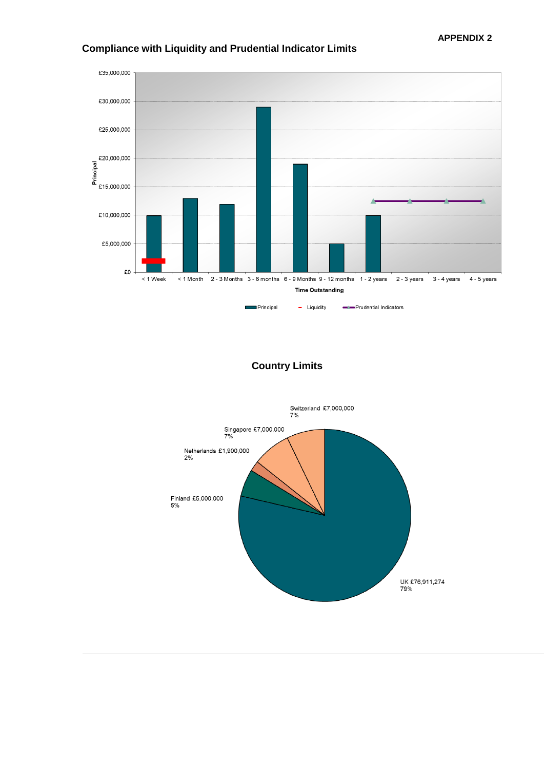# APPENDIX 2

## Compliance with Liquidity and Prudential Indicator Limits

£35,000,000
£30,000,000
£25,000,000
£20,000,000
£15,000,000
£10,000,000
£5,000,000
£0

Principal

< 1 Week | < 1 Month | 2 - 3 Months | 3 - 6 months | 6 - 9 Months | 9 - 12 months | 1 - 2 years | 2 - 3 years | 3 - 4 years | 4 - 5 years

Time Outstanding

Principal — Liquidity — Prudential Indicators

## Country Limits

Switzerland £7,000,000
7%

Singapore £7,000,000
7%

Netherlands £1,900,000
2%

Finland £5,000,000
5%

UK £76,911,274
79%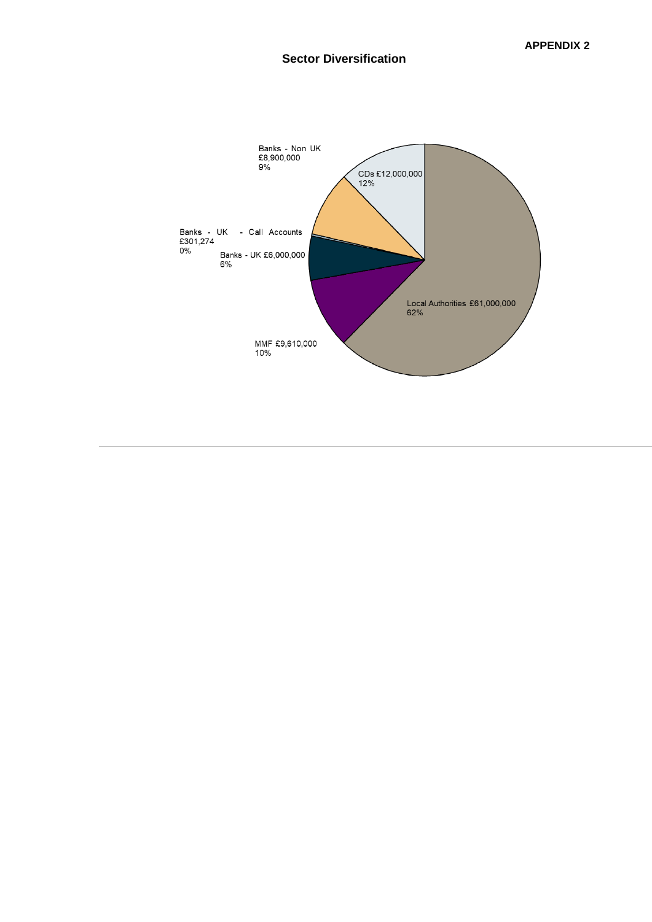**APPENDIX 2**

## Sector Diversification

Banks - Non UK £8,900,000 9%

CDs £12,000,000 12%

Banks - UK - Call Accounts £301,274 0%

Banks - UK £6,000,000 6%

Local Authorities £61,000,000 62%

MMF £9,610,000 10%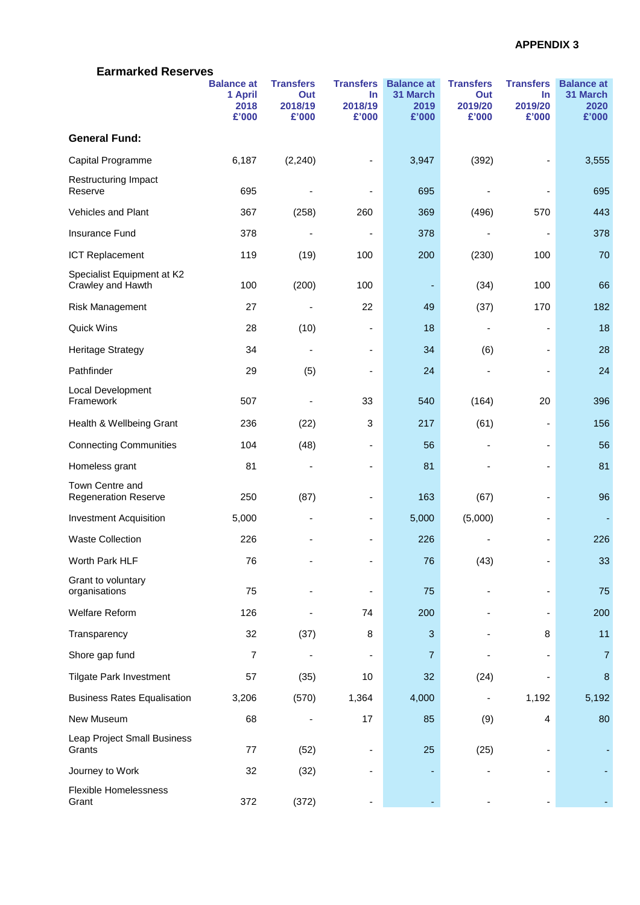**APPENDIX 3**

## Earmarked Reserves

| | Balance at 1 April 2018 £'000 | Transfers Out 2018/19 £'000 | Transfers In 2018/19 £'000 | Balance at 31 March 2019 £'000 | Transfers Out 2019/20 £'000 | Transfers In 2019/20 £'000 | Balance at 31 March 2020 £'000 |
|---|---|---|---|---|---|---|---|
| **General Fund:** | | | | | | | |
| Capital Programme | 6,187 | (2,240) | - | 3,947 | (392) | - | 3,555 |
| Restructuring Impact Reserve | 695 | - | - | 695 | - | - | 695 |
| Vehicles and Plant | 367 | (258) | 260 | 369 | (496) | 570 | 443 |
| Insurance Fund | 378 | - | - | 378 | - | - | 378 |
| ICT Replacement | 119 | (19) | 100 | 200 | (230) | 100 | 70 |
| Specialist Equipment at K2 Crawley and Hawth | 100 | (200) | 100 | - | (34) | 100 | 66 |
| Risk Management | 27 | - | 22 | 49 | (37) | 170 | 182 |
| Quick Wins | 28 | (10) | - | 18 | - | - | 18 |
| Heritage Strategy | 34 | - | - | 34 | (6) | - | 28 |
| Pathfinder | 29 | (5) | - | 24 | - | - | 24 |
| Local Development Framework | 507 | - | 33 | 540 | (164) | 20 | 396 |
| Health & Wellbeing Grant | 236 | (22) | 3 | 217 | (61) | - | 156 |
| Connecting Communities | 104 | (48) | - | 56 | - | - | 56 |
| Homeless grant | 81 | - | - | 81 | - | - | 81 |
| Town Centre and Regeneration Reserve | 250 | (87) | - | 163 | (67) | - | 96 |
| Investment Acquisition | 5,000 | - | - | 5,000 | (5,000) | - | - |
| Waste Collection | 226 | - | - | 226 | - | - | 226 |
| Worth Park HLF | 76 | - | - | 76 | (43) | - | 33 |
| Grant to voluntary organisations | 75 | - | - | 75 | - | - | 75 |
| Welfare Reform | 126 | - | 74 | 200 | - | - | 200 |
| Transparency | 32 | (37) | 8 | 3 | - | 8 | 11 |
| Shore gap fund | 7 | - | - | 7 | - | - | 7 |
| Tilgate Park Investment | 57 | (35) | 10 | 32 | (24) | - | 8 |
| Business Rates Equalisation | 3,206 | (570) | 1,364 | 4,000 | - | 1,192 | 5,192 |
| New Museum | 68 | - | 17 | 85 | (9) | 4 | 80 |
| Leap Project Small Business Grants | 77 | (52) | - | 25 | (25) | - | - |
| Journey to Work | 32 | (32) | - | - | - | - | - |
| Flexible Homelessness Grant | 372 | (372) | - | - | - | - | - |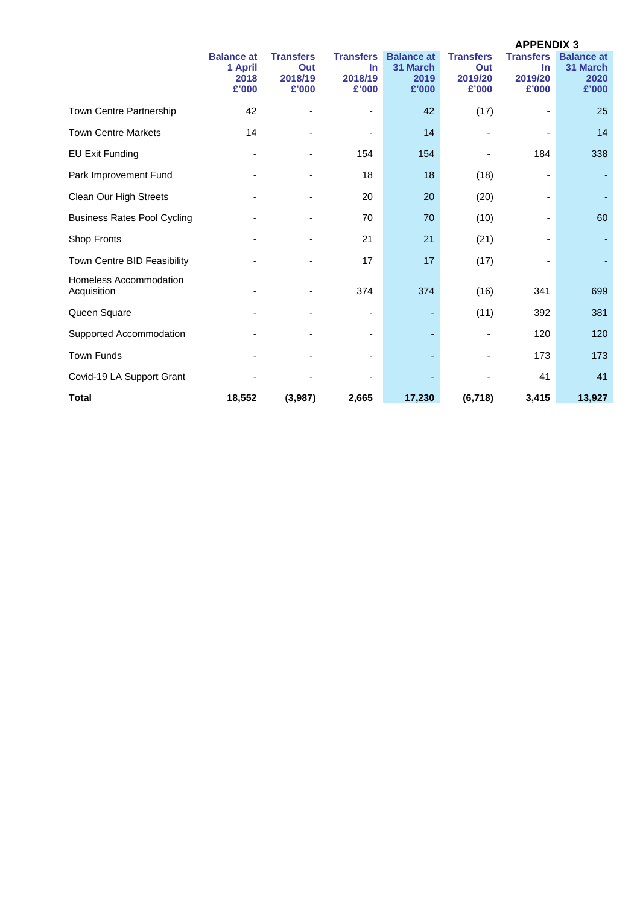**APPENDIX 3**

| | Balance at 1 April 2018 £'000 | Transfers Out 2018/19 £'000 | Transfers In 2018/19 £'000 | Balance at 31 March 2019 £'000 | Transfers Out 2019/20 £'000 | Transfers In 2019/20 £'000 | Balance at 31 March 2020 £'000 |
|---|---|---|---|---|---|---|---|
| Town Centre Partnership | 42 | - | - | 42 | (17) | - | 25 |
| Town Centre Markets | 14 | - | - | 14 | - | - | 14 |
| EU Exit Funding | - | - | 154 | 154 | - | 184 | 338 |
| Park Improvement Fund | - | - | 18 | 18 | (18) | - | - |
| Clean Our High Streets | - | - | 20 | 20 | (20) | - | - |
| Business Rates Pool Cycling | - | - | 70 | 70 | (10) | - | 60 |
| Shop Fronts | - | - | 21 | 21 | (21) | - | - |
| Town Centre BID Feasibility | - | - | 17 | 17 | (17) | - | - |
| Homeless Accommodation Acquisition | - | - | 374 | 374 | (16) | 341 | 699 |
| Queen Square | - | - | - | - | (11) | 392 | 381 |
| Supported Accommodation | - | - | - | - | - | 120 | 120 |
| Town Funds | - | - | - | - | - | 173 | 173 |
| Covid-19 LA Support Grant | - | - | - | - | - | 41 | 41 |
| **Total** | **18,552** | **(3,987)** | **2,665** | **17,230** | **(6,718)** | **3,415** | **13,927** |